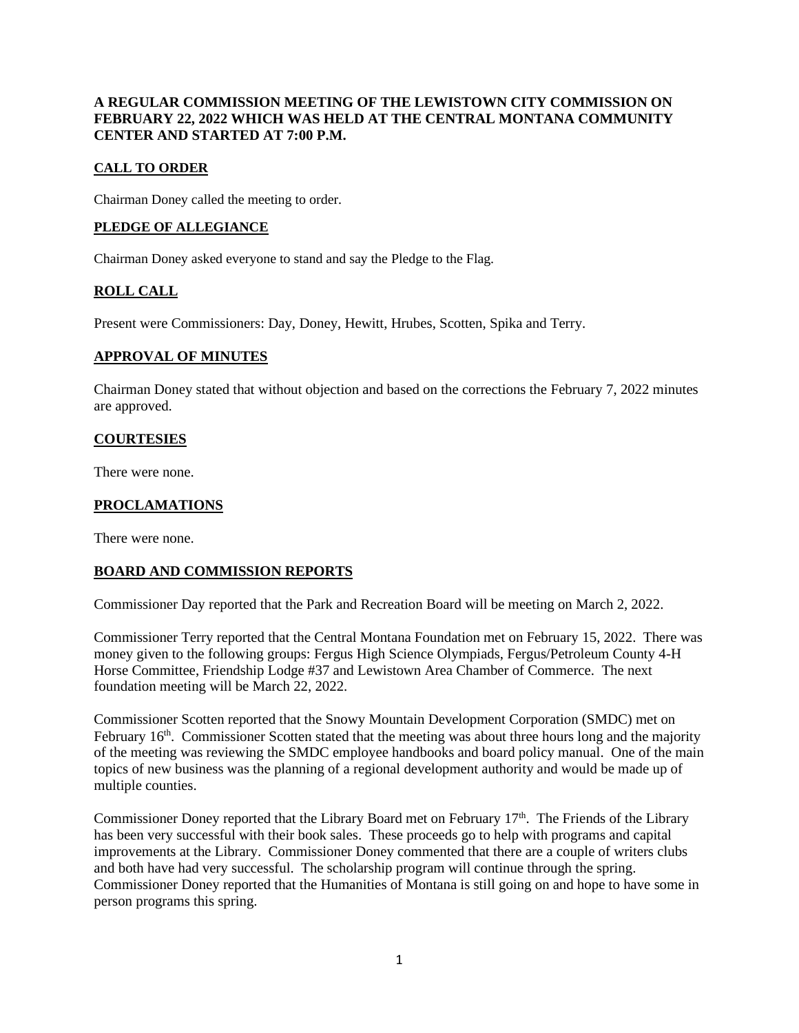**A REGULAR COMMISSION MEETING OF THE LEWISTOWN CITY COMMISSION ON FEBRUARY 22, 2022 WHICH WAS HELD AT THE CENTRAL MONTANA COMMUNITY CENTER AND STARTED AT 7:00 P.M.**

## CALL TO ORDER

Chairman Doney called the meeting to order.

## PLEDGE OF ALLEGIANCE

Chairman Doney asked everyone to stand and say the Pledge to the Flag.

## ROLL CALL

Present were Commissioners: Day, Doney, Hewitt, Hrubes, Scotten, Spika and Terry.

## APPROVAL OF MINUTES

Chairman Doney stated that without objection and based on the corrections the February 7, 2022 minutes are approved.

## COURTESIES

There were none.

## PROCLAMATIONS

There were none.

## BOARD AND COMMISSION REPORTS

Commissioner Day reported that the Park and Recreation Board will be meeting on March 2, 2022.

Commissioner Terry reported that the Central Montana Foundation met on February 15, 2022. There was money given to the following groups: Fergus High Science Olympiads, Fergus/Petroleum County 4-H Horse Committee, Friendship Lodge #37 and Lewistown Area Chamber of Commerce. The next foundation meeting will be March 22, 2022.

Commissioner Scotten reported that the Snowy Mountain Development Corporation (SMDC) met on February 16th. Commissioner Scotten stated that the meeting was about three hours long and the majority of the meeting was reviewing the SMDC employee handbooks and board policy manual. One of the main topics of new business was the planning of a regional development authority and would be made up of multiple counties.

Commissioner Doney reported that the Library Board met on February 17th. The Friends of the Library has been very successful with their book sales. These proceeds go to help with programs and capital improvements at the Library. Commissioner Doney commented that there are a couple of writers clubs and both have had very successful. The scholarship program will continue through the spring. Commissioner Doney reported that the Humanities of Montana is still going on and hope to have some in person programs this spring.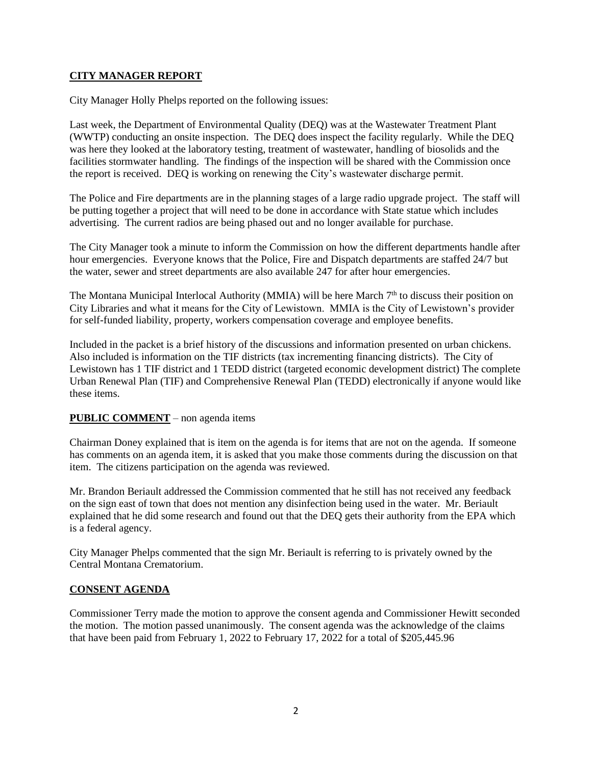## CITY MANAGER REPORT

City Manager Holly Phelps reported on the following issues:

Last week, the Department of Environmental Quality (DEQ) was at the Wastewater Treatment Plant (WWTP) conducting an onsite inspection. The DEQ does inspect the facility regularly. While the DEQ was here they looked at the laboratory testing, treatment of wastewater, handling of biosolids and the facilities stormwater handling. The findings of the inspection will be shared with the Commission once the report is received. DEQ is working on renewing the City's wastewater discharge permit.

The Police and Fire departments are in the planning stages of a large radio upgrade project. The staff will be putting together a project that will need to be done in accordance with State statue which includes advertising. The current radios are being phased out and no longer available for purchase.

The City Manager took a minute to inform the Commission on how the different departments handle after hour emergencies. Everyone knows that the Police, Fire and Dispatch departments are staffed 24/7 but the water, sewer and street departments are also available 247 for after hour emergencies.

The Montana Municipal Interlocal Authority (MMIA) will be here March 7th to discuss their position on City Libraries and what it means for the City of Lewistown. MMIA is the City of Lewistown's provider for self-funded liability, property, workers compensation coverage and employee benefits.

Included in the packet is a brief history of the discussions and information presented on urban chickens. Also included is information on the TIF districts (tax incrementing financing districts). The City of Lewistown has 1 TIF district and 1 TEDD district (targeted economic development district) The complete Urban Renewal Plan (TIF) and Comprehensive Renewal Plan (TEDD) electronically if anyone would like these items.

## PUBLIC COMMENT – non agenda items

Chairman Doney explained that is item on the agenda is for items that are not on the agenda. If someone has comments on an agenda item, it is asked that you make those comments during the discussion on that item. The citizens participation on the agenda was reviewed.

Mr. Brandon Beriault addressed the Commission commented that he still has not received any feedback on the sign east of town that does not mention any disinfection being used in the water. Mr. Beriault explained that he did some research and found out that the DEQ gets their authority from the EPA which is a federal agency.

City Manager Phelps commented that the sign Mr. Beriault is referring to is privately owned by the Central Montana Crematorium.

## CONSENT AGENDA

Commissioner Terry made the motion to approve the consent agenda and Commissioner Hewitt seconded the motion. The motion passed unanimously. The consent agenda was the acknowledge of the claims that have been paid from February 1, 2022 to February 17, 2022 for a total of $205,445.96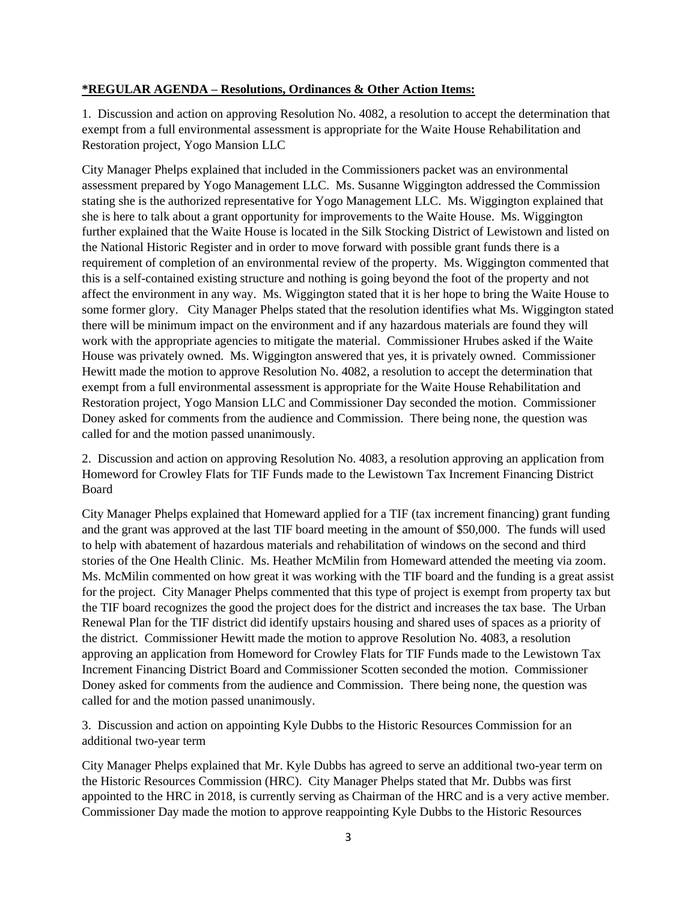**\*REGULAR AGENDA – Resolutions, Ordinances & Other Action Items:**

1. Discussion and action on approving Resolution No. 4082, a resolution to accept the determination that exempt from a full environmental assessment is appropriate for the Waite House Rehabilitation and Restoration project, Yogo Mansion LLC

City Manager Phelps explained that included in the Commissioners packet was an environmental assessment prepared by Yogo Management LLC. Ms. Susanne Wiggington addressed the Commission stating she is the authorized representative for Yogo Management LLC. Ms. Wiggington explained that she is here to talk about a grant opportunity for improvements to the Waite House. Ms. Wiggington further explained that the Waite House is located in the Silk Stocking District of Lewistown and listed on the National Historic Register and in order to move forward with possible grant funds there is a requirement of completion of an environmental review of the property. Ms. Wiggington commented that this is a self-contained existing structure and nothing is going beyond the foot of the property and not affect the environment in any way. Ms. Wiggington stated that it is her hope to bring the Waite House to some former glory. City Manager Phelps stated that the resolution identifies what Ms. Wiggington stated there will be minimum impact on the environment and if any hazardous materials are found they will work with the appropriate agencies to mitigate the material. Commissioner Hrubes asked if the Waite House was privately owned. Ms. Wiggington answered that yes, it is privately owned. Commissioner Hewitt made the motion to approve Resolution No. 4082, a resolution to accept the determination that exempt from a full environmental assessment is appropriate for the Waite House Rehabilitation and Restoration project, Yogo Mansion LLC and Commissioner Day seconded the motion. Commissioner Doney asked for comments from the audience and Commission. There being none, the question was called for and the motion passed unanimously.

2. Discussion and action on approving Resolution No. 4083, a resolution approving an application from Homeword for Crowley Flats for TIF Funds made to the Lewistown Tax Increment Financing District Board

City Manager Phelps explained that Homeward applied for a TIF (tax increment financing) grant funding and the grant was approved at the last TIF board meeting in the amount of $50,000. The funds will used to help with abatement of hazardous materials and rehabilitation of windows on the second and third stories of the One Health Clinic. Ms. Heather McMilin from Homeward attended the meeting via zoom. Ms. McMilin commented on how great it was working with the TIF board and the funding is a great assist for the project. City Manager Phelps commented that this type of project is exempt from property tax but the TIF board recognizes the good the project does for the district and increases the tax base. The Urban Renewal Plan for the TIF district did identify upstairs housing and shared uses of spaces as a priority of the district. Commissioner Hewitt made the motion to approve Resolution No. 4083, a resolution approving an application from Homeword for Crowley Flats for TIF Funds made to the Lewistown Tax Increment Financing District Board and Commissioner Scotten seconded the motion. Commissioner Doney asked for comments from the audience and Commission. There being none, the question was called for and the motion passed unanimously.

3. Discussion and action on appointing Kyle Dubbs to the Historic Resources Commission for an additional two-year term

City Manager Phelps explained that Mr. Kyle Dubbs has agreed to serve an additional two-year term on the Historic Resources Commission (HRC). City Manager Phelps stated that Mr. Dubbs was first appointed to the HRC in 2018, is currently serving as Chairman of the HRC and is a very active member. Commissioner Day made the motion to approve reappointing Kyle Dubbs to the Historic Resources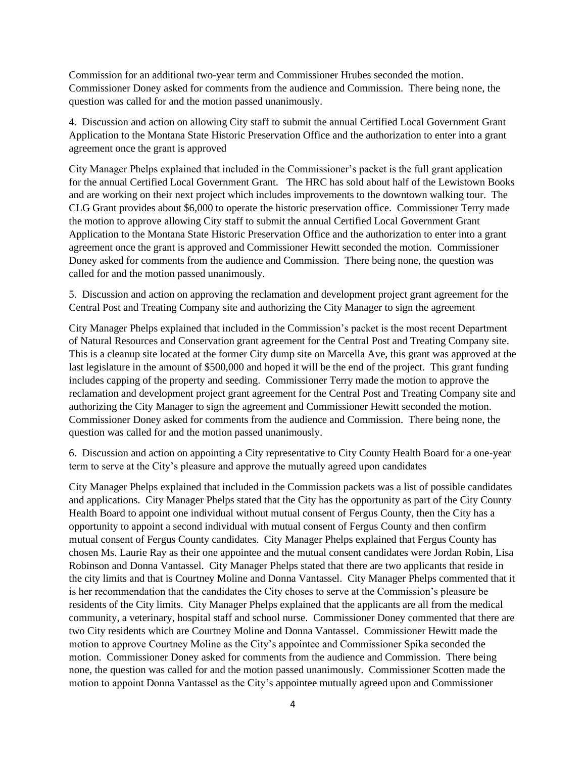Commission for an additional two-year term and Commissioner Hrubes seconded the motion. Commissioner Doney asked for comments from the audience and Commission. There being none, the question was called for and the motion passed unanimously.

4. Discussion and action on allowing City staff to submit the annual Certified Local Government Grant Application to the Montana State Historic Preservation Office and the authorization to enter into a grant agreement once the grant is approved

City Manager Phelps explained that included in the Commissioner's packet is the full grant application for the annual Certified Local Government Grant. The HRC has sold about half of the Lewistown Books and are working on their next project which includes improvements to the downtown walking tour. The CLG Grant provides about $6,000 to operate the historic preservation office. Commissioner Terry made the motion to approve allowing City staff to submit the annual Certified Local Government Grant Application to the Montana State Historic Preservation Office and the authorization to enter into a grant agreement once the grant is approved and Commissioner Hewitt seconded the motion. Commissioner Doney asked for comments from the audience and Commission. There being none, the question was called for and the motion passed unanimously.

5. Discussion and action on approving the reclamation and development project grant agreement for the Central Post and Treating Company site and authorizing the City Manager to sign the agreement

City Manager Phelps explained that included in the Commission's packet is the most recent Department of Natural Resources and Conservation grant agreement for the Central Post and Treating Company site. This is a cleanup site located at the former City dump site on Marcella Ave, this grant was approved at the last legislature in the amount of $500,000 and hoped it will be the end of the project. This grant funding includes capping of the property and seeding. Commissioner Terry made the motion to approve the reclamation and development project grant agreement for the Central Post and Treating Company site and authorizing the City Manager to sign the agreement and Commissioner Hewitt seconded the motion. Commissioner Doney asked for comments from the audience and Commission. There being none, the question was called for and the motion passed unanimously.

6. Discussion and action on appointing a City representative to City County Health Board for a one-year term to serve at the City's pleasure and approve the mutually agreed upon candidates

City Manager Phelps explained that included in the Commission packets was a list of possible candidates and applications. City Manager Phelps stated that the City has the opportunity as part of the City County Health Board to appoint one individual without mutual consent of Fergus County, then the City has a opportunity to appoint a second individual with mutual consent of Fergus County and then confirm mutual consent of Fergus County candidates. City Manager Phelps explained that Fergus County has chosen Ms. Laurie Ray as their one appointee and the mutual consent candidates were Jordan Robin, Lisa Robinson and Donna Vantassel. City Manager Phelps stated that there are two applicants that reside in the city limits and that is Courtney Moline and Donna Vantassel. City Manager Phelps commented that it is her recommendation that the candidates the City choses to serve at the Commission's pleasure be residents of the City limits. City Manager Phelps explained that the applicants are all from the medical community, a veterinary, hospital staff and school nurse. Commissioner Doney commented that there are two City residents which are Courtney Moline and Donna Vantassel. Commissioner Hewitt made the motion to approve Courtney Moline as the City's appointee and Commissioner Spika seconded the motion. Commissioner Doney asked for comments from the audience and Commission. There being none, the question was called for and the motion passed unanimously. Commissioner Scotten made the motion to appoint Donna Vantassel as the City's appointee mutually agreed upon and Commissioner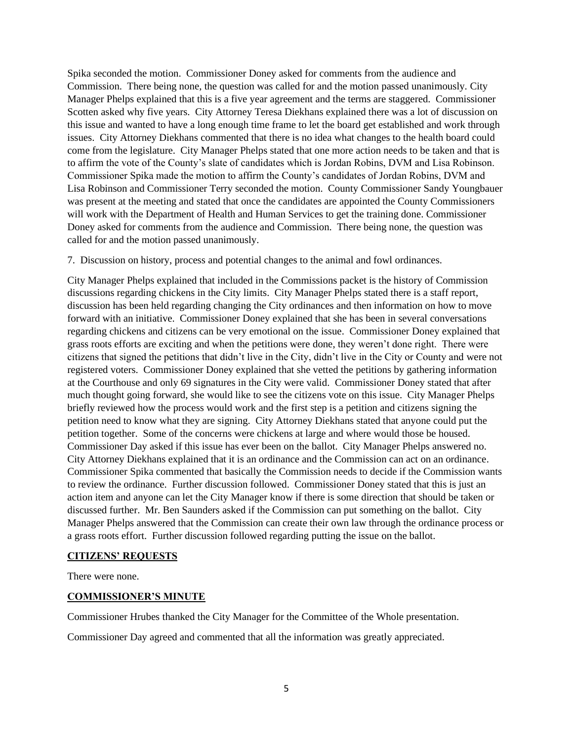Spika seconded the motion. Commissioner Doney asked for comments from the audience and Commission. There being none, the question was called for and the motion passed unanimously. City Manager Phelps explained that this is a five year agreement and the terms are staggered. Commissioner Scotten asked why five years. City Attorney Teresa Diekhans explained there was a lot of discussion on this issue and wanted to have a long enough time frame to let the board get established and work through issues. City Attorney Diekhans commented that there is no idea what changes to the health board could come from the legislature. City Manager Phelps stated that one more action needs to be taken and that is to affirm the vote of the County's slate of candidates which is Jordan Robins, DVM and Lisa Robinson. Commissioner Spika made the motion to affirm the County's candidates of Jordan Robins, DVM and Lisa Robinson and Commissioner Terry seconded the motion. County Commissioner Sandy Youngbauer was present at the meeting and stated that once the candidates are appointed the County Commissioners will work with the Department of Health and Human Services to get the training done. Commissioner Doney asked for comments from the audience and Commission. There being none, the question was called for and the motion passed unanimously.

7. Discussion on history, process and potential changes to the animal and fowl ordinances.

City Manager Phelps explained that included in the Commissions packet is the history of Commission discussions regarding chickens in the City limits. City Manager Phelps stated there is a staff report, discussion has been held regarding changing the City ordinances and then information on how to move forward with an initiative. Commissioner Doney explained that she has been in several conversations regarding chickens and citizens can be very emotional on the issue. Commissioner Doney explained that grass roots efforts are exciting and when the petitions were done, they weren't done right. There were citizens that signed the petitions that didn't live in the City, didn't live in the City or County and were not registered voters. Commissioner Doney explained that she vetted the petitions by gathering information at the Courthouse and only 69 signatures in the City were valid. Commissioner Doney stated that after much thought going forward, she would like to see the citizens vote on this issue. City Manager Phelps briefly reviewed how the process would work and the first step is a petition and citizens signing the petition need to know what they are signing. City Attorney Diekhans stated that anyone could put the petition together. Some of the concerns were chickens at large and where would those be housed. Commissioner Day asked if this issue has ever been on the ballot. City Manager Phelps answered no. City Attorney Diekhans explained that it is an ordinance and the Commission can act on an ordinance. Commissioner Spika commented that basically the Commission needs to decide if the Commission wants to review the ordinance. Further discussion followed. Commissioner Doney stated that this is just an action item and anyone can let the City Manager know if there is some direction that should be taken or discussed further. Mr. Ben Saunders asked if the Commission can put something on the ballot. City Manager Phelps answered that the Commission can create their own law through the ordinance process or a grass roots effort. Further discussion followed regarding putting the issue on the ballot.

## CITIZENS' REQUESTS

There were none.

## COMMISSIONER'S MINUTE

Commissioner Hrubes thanked the City Manager for the Committee of the Whole presentation.

Commissioner Day agreed and commented that all the information was greatly appreciated.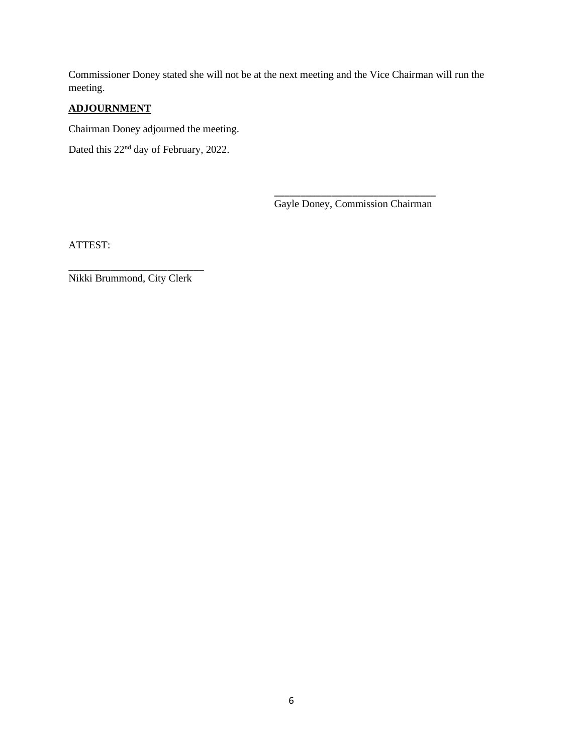Commissioner Doney stated she will not be at the next meeting and the Vice Chairman will run the meeting.

**ADJOURNMENT**

Chairman Doney adjourned the meeting.

Dated this 22nd day of February, 2022.

______________________________
Gayle Doney, Commission Chairman

ATTEST:

_________________________
Nikki Brummond, City Clerk